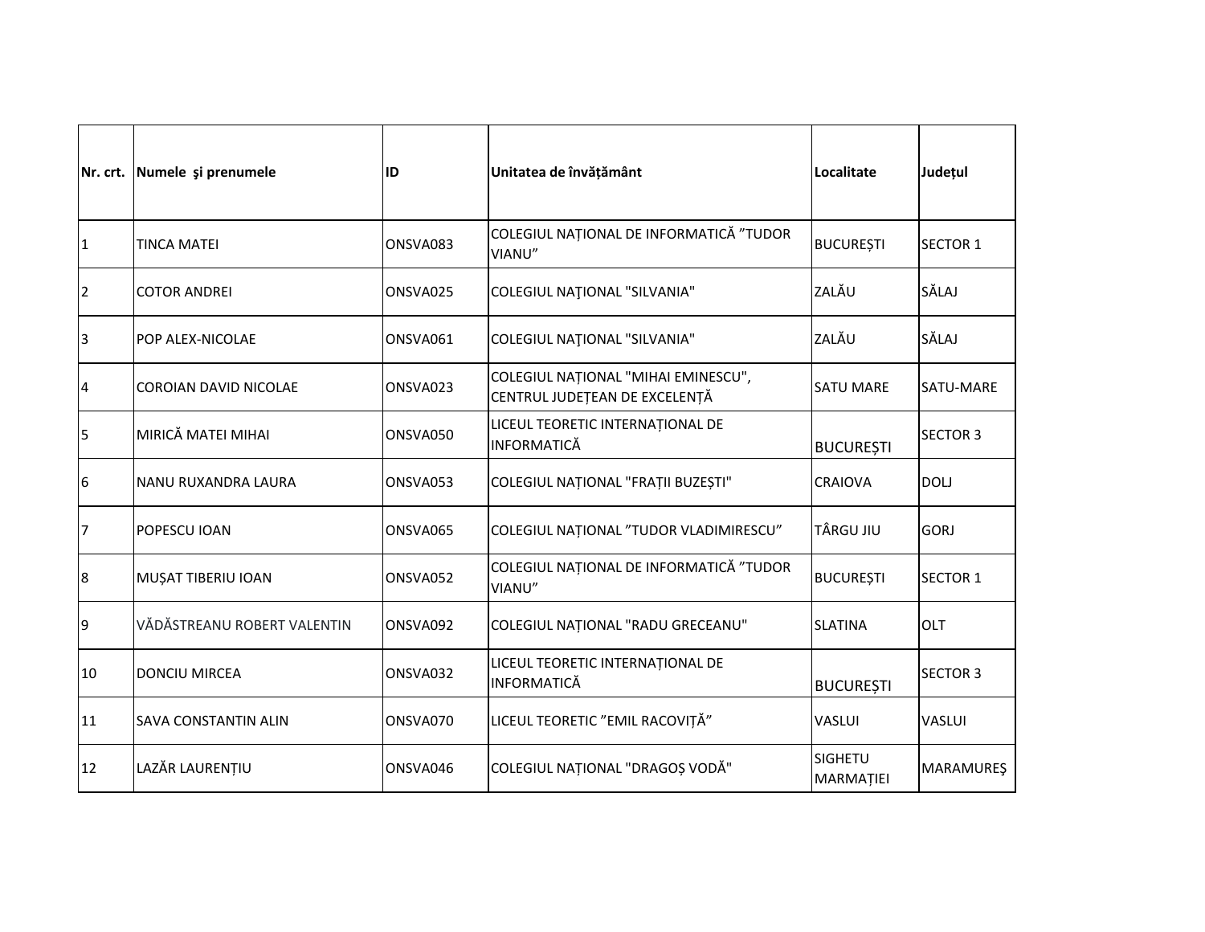| Nr. crt. | Numele şi prenumele | ID | Unitatea de învățământ | Localitate | Județul |
|---|---|---|---|---|---|
| 1 | TINCA MATEI | ONSVA083 | COLEGIUL NAȚIONAL DE INFORMATICĂ ”TUDOR VIANU” | BUCUREȘTI | SECTOR 1 |
| 2 | COTOR ANDREI | ONSVA025 | COLEGIUL NAŢIONAL "SILVANIA" | ZALĂU | SĂLAJ |
| 3 | POP ALEX-NICOLAE | ONSVA061 | COLEGIUL NAŢIONAL "SILVANIA" | ZALĂU | SĂLAJ |
| 4 | COROIAN DAVID NICOLAE | ONSVA023 | COLEGIUL NAȚIONAL "MIHAI EMINESCU", CENTRUL JUDEȚEAN DE EXCELENȚĂ | SATU MARE | SATU-MARE |
| 5 | MIRICĂ MATEI MIHAI | ONSVA050 | LICEUL TEORETIC INTERNAȚIONAL DE INFORMATICĂ | BUCUREȘTI | SECTOR 3 |
| 6 | NANU RUXANDRA LAURA | ONSVA053 | COLEGIUL NAȚIONAL "FRAȚII BUZEȘTI" | CRAIOVA | DOLJ |
| 7 | POPESCU IOAN | ONSVA065 | COLEGIUL NAȚIONAL ”TUDOR VLADIMIRESCU” | TÂRGU JIU | GORJ |
| 8 | MUȘAT TIBERIU IOAN | ONSVA052 | COLEGIUL NAȚIONAL DE INFORMATICĂ ”TUDOR VIANU” | BUCUREȘTI | SECTOR 1 |
| 9 | VĂDĂSTREANU ROBERT VALENTIN | ONSVA092 | COLEGIUL NAȚIONAL "RADU GRECEANU" | SLATINA | OLT |
| 10 | DONCIU MIRCEA | ONSVA032 | LICEUL TEORETIC INTERNAȚIONAL DE INFORMATICĂ | BUCUREȘTI | SECTOR 3 |
| 11 | SAVA CONSTANTIN ALIN | ONSVA070 | LICEUL TEORETIC ”EMIL RACOVIȚĂ” | VASLUI | VASLUI |
| 12 | LAZĂR LAURENȚIU | ONSVA046 | COLEGIUL NAȚIONAL "DRAGOȘ VODĂ" | SIGHETU MARMAȚIEI | MARAMUREŞ |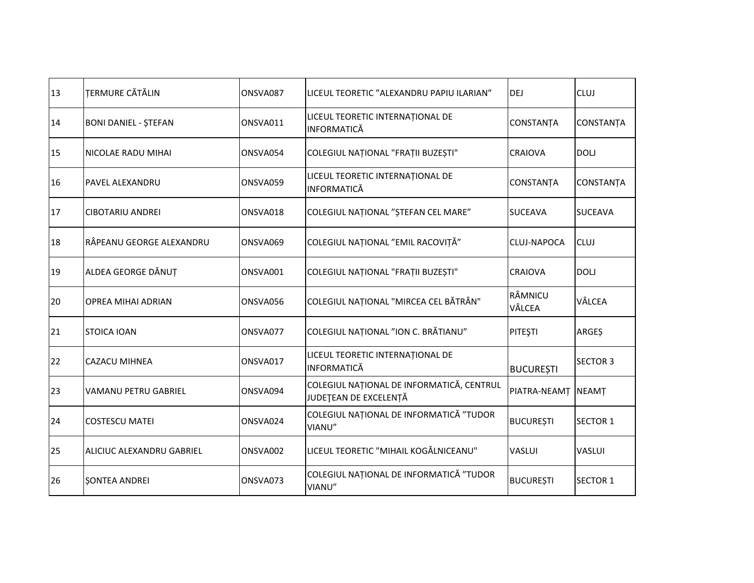| | | | | | |
|---|---|---|---|---|---|
| 13 | ȚERMURE CĂTĂLIN | ONSVA087 | LICEUL TEORETIC ”ALEXANDRU PAPIU ILARIAN” | DEJ | CLUJ |
| 14 | BONI DANIEL - ȘTEFAN | ONSVA011 | LICEUL TEORETIC INTERNAȚIONAL DE INFORMATICĂ | CONSTANȚA | CONSTANȚA |
| 15 | NICOLAE RADU MIHAI | ONSVA054 | COLEGIUL NAȚIONAL "FRAȚII BUZEȘTI" | CRAIOVA | DOLJ |
| 16 | PAVEL ALEXANDRU | ONSVA059 | LICEUL TEORETIC INTERNAȚIONAL DE INFORMATICĂ | CONSTANȚA | CONSTANȚA |
| 17 | CIBOTARIU ANDREI | ONSVA018 | COLEGIUL NAȚIONAL ”ȘTEFAN CEL MARE” | SUCEAVA | SUCEAVA |
| 18 | RÂPEANU GEORGE ALEXANDRU | ONSVA069 | COLEGIUL NAȚIONAL ”EMIL RACOVIȚĂ” | CLUJ-NAPOCA | CLUJ |
| 19 | ALDEA GEORGE DĂNUȚ | ONSVA001 | COLEGIUL NAȚIONAL "FRAȚII BUZEȘTI" | CRAIOVA | DOLJ |
| 20 | OPREA MIHAI ADRIAN | ONSVA056 | COLEGIUL NAȚIONAL "MIRCEA CEL BĂTRÂN" | RÂMNICU VÂLCEA | VÂLCEA |
| 21 | STOICA IOAN | ONSVA077 | COLEGIUL NAȚIONAL ”ION C. BRĂTIANU” | PITEŞTI | ARGEȘ |
| 22 | CAZACU MIHNEA | ONSVA017 | LICEUL TEORETIC INTERNAȚIONAL DE INFORMATICĂ | BUCUREȘTI | SECTOR 3 |
| 23 | VAMANU PETRU GABRIEL | ONSVA094 | COLEGIUL NAȚIONAL DE INFORMATICĂ, CENTRUL JUDEŢEAN DE EXCELENȚĂ | PIATRA-NEAMȚ | NEAMȚ |
| 24 | COSTESCU MATEI | ONSVA024 | COLEGIUL NAȚIONAL DE INFORMATICĂ ”TUDOR VIANU” | BUCUREȘTI | SECTOR 1 |
| 25 | ALICIUC ALEXANDRU GABRIEL | ONSVA002 | LICEUL TEORETIC "MIHAIL KOGĂLNICEANU" | VASLUI | VASLUI |
| 26 | ȘONTEA ANDREI | ONSVA073 | COLEGIUL NAȚIONAL DE INFORMATICĂ ”TUDOR VIANU” | BUCUREȘTI | SECTOR 1 |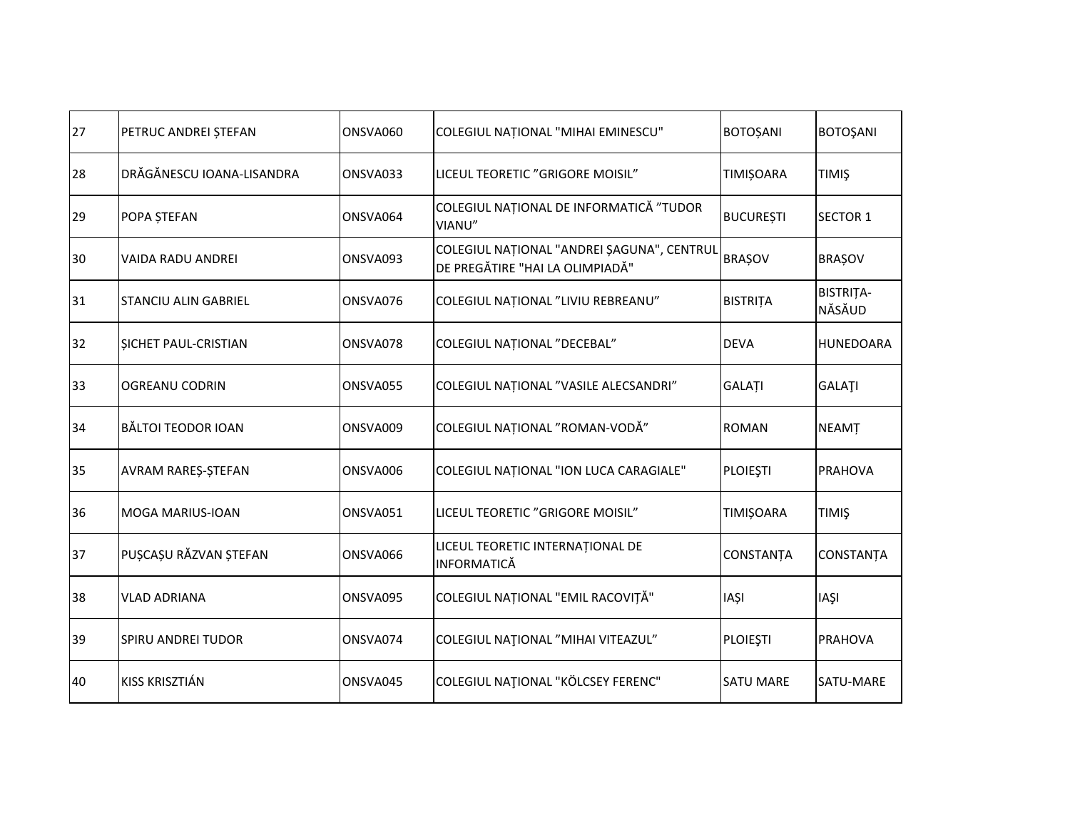| 27 | PETRUC ANDREI ȘTEFAN | ONSVA060 | COLEGIUL NAȚIONAL "MIHAI EMINESCU" | BOTOȘANI | BOTOŞANI |
|---|---|---|---|---|---|
| 28 | DRĂGĂNESCU IOANA-LISANDRA | ONSVA033 | LICEUL TEORETIC ”GRIGORE MOISIL” | TIMIȘOARA | TIMIŞ |
| 29 | POPA ȘTEFAN | ONSVA064 | COLEGIUL NAȚIONAL DE INFORMATICĂ ”TUDOR VIANU” | BUCUREȘTI | SECTOR 1 |
| 30 | VAIDA RADU ANDREI | ONSVA093 | COLEGIUL NAȚIONAL "ANDREI ȘAGUNA", CENTRUL DE PREGĂTIRE "HAI LA OLIMPIADĂ" | BRAȘOV | BRAȘOV |
| 31 | STANCIU ALIN GABRIEL | ONSVA076 | COLEGIUL NAȚIONAL ”LIVIU REBREANU” | BISTRIȚA | BISTRIȚA-NĂSĂUD |
| 32 | ȘICHET PAUL-CRISTIAN | ONSVA078 | COLEGIUL NAȚIONAL ”DECEBAL” | DEVA | HUNEDOARA |
| 33 | OGREANU CODRIN | ONSVA055 | COLEGIUL NAȚIONAL ”VASILE ALECSANDRI” | GALAȚI | GALAŢI |
| 34 | BĂLTOI TEODOR IOAN | ONSVA009 | COLEGIUL NAȚIONAL ”ROMAN-VODĂ” | ROMAN | NEAMȚ |
| 35 | AVRAM RAREȘ-ȘTEFAN | ONSVA006 | COLEGIUL NAȚIONAL "ION LUCA CARAGIALE" | PLOIEŞTI | PRAHOVA |
| 36 | MOGA MARIUS-IOAN | ONSVA051 | LICEUL TEORETIC ”GRIGORE MOISIL” | TIMIȘOARA | TIMIŞ |
| 37 | PUȘCAȘU RĂZVAN ȘTEFAN | ONSVA066 | LICEUL TEORETIC INTERNAȚIONAL DE INFORMATICĂ | CONSTANȚA | CONSTANȚA |
| 38 | VLAD ADRIANA | ONSVA095 | COLEGIUL NAȚIONAL "EMIL RACOVIȚĂ" | IAȘI | IAŞI |
| 39 | SPIRU ANDREI TUDOR | ONSVA074 | COLEGIUL NAŢIONAL ”MIHAI VITEAZUL” | PLOIEŞTI | PRAHOVA |
| 40 | KISS KRISZTIÁN | ONSVA045 | COLEGIUL NAŢIONAL "KÖLCSEY FERENC" | SATU MARE | SATU-MARE |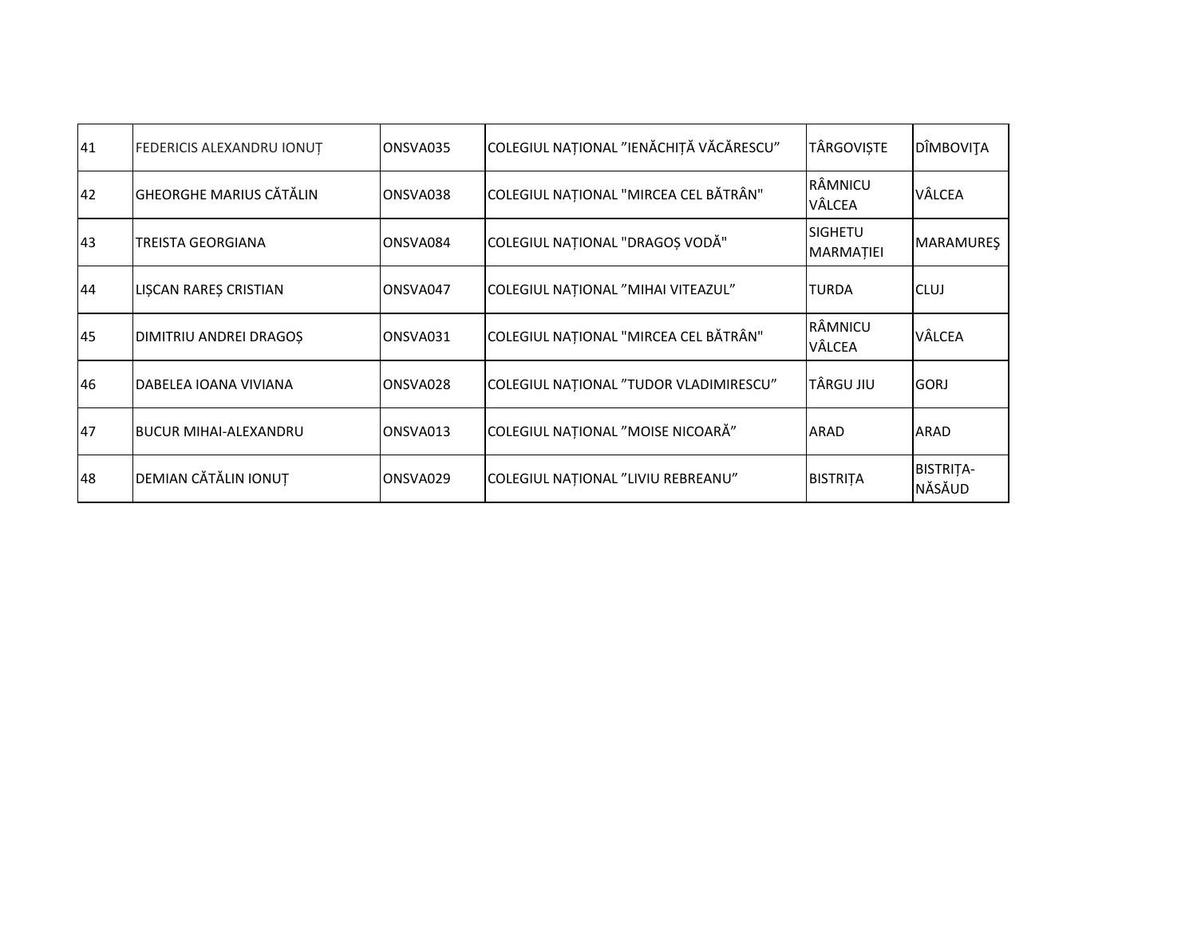| | | | | | |
|---|---|---|---|---|---|
| 41 | FEDERICIS ALEXANDRU IONUȚ | ONSVA035 | COLEGIUL NAȚIONAL ”IENĂCHIȚĂ VĂCĂRESCU” | TÂRGOVIȘTE | DÎMBOVIŢA |
| 42 | GHEORGHE MARIUS CĂTĂLIN | ONSVA038 | COLEGIUL NAȚIONAL "MIRCEA CEL BĂTRÂN" | RÂMNICU VÂLCEA | VÂLCEA |
| 43 | TREISTA GEORGIANA | ONSVA084 | COLEGIUL NAȚIONAL "DRAGOȘ VODĂ" | SIGHETU MARMAȚIEI | MARAMUREŞ |
| 44 | LIȘCAN RAREȘ CRISTIAN | ONSVA047 | COLEGIUL NAȚIONAL ”MIHAI VITEAZUL” | TURDA | CLUJ |
| 45 | DIMITRIU ANDREI DRAGOȘ | ONSVA031 | COLEGIUL NAȚIONAL "MIRCEA CEL BĂTRÂN" | RÂMNICU VÂLCEA | VÂLCEA |
| 46 | DABELEA IOANA VIVIANA | ONSVA028 | COLEGIUL NAȚIONAL ”TUDOR VLADIMIRESCU” | TÂRGU JIU | GORJ |
| 47 | BUCUR MIHAI-ALEXANDRU | ONSVA013 | COLEGIUL NAȚIONAL ”MOISE NICOARĂ” | ARAD | ARAD |
| 48 | DEMIAN CĂTĂLIN IONUȚ | ONSVA029 | COLEGIUL NAȚIONAL ”LIVIU REBREANU” | BISTRIȚA | BISTRIȚA-NĂSĂUD |